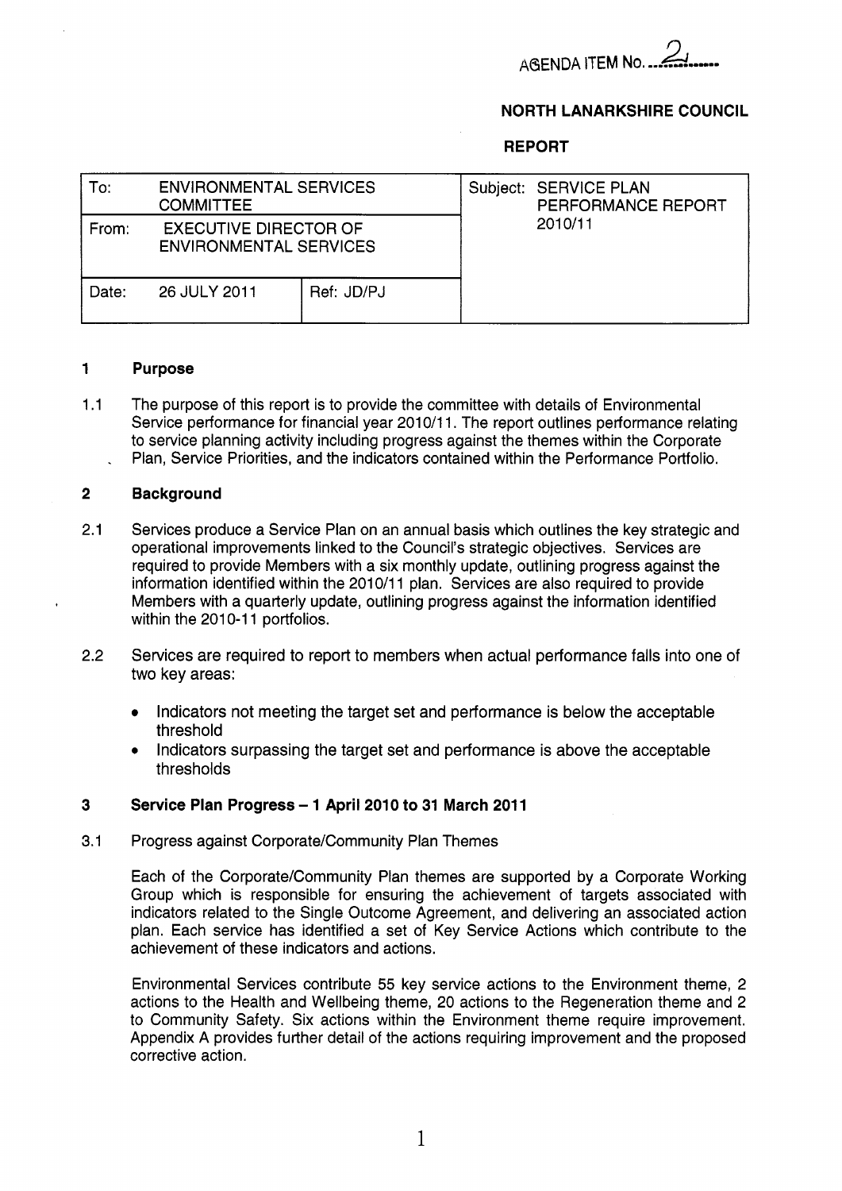AGENDA ITEM No. 2

**NORTH LANARKSHIRE COUNCIL**

**REPORT**

| To: ENVIRONMENTAL SERVICES COMMITTEE | | Subject: SERVICE PLAN PERFORMANCE REPORT 2010/11 |
|---|---|---|
| From: EXECUTIVE DIRECTOR OF ENVIRONMENTAL SERVICES | | |
| Date: 26 JULY 2011 | Ref: JD/PJ | |

## 1 Purpose

1.1 The purpose of this report is to provide the committee with details of Environmental Service performance for financial year 2010/11. The report outlines performance relating to service planning activity including progress against the themes within the Corporate Plan, Service Priorities, and the indicators contained within the Performance Portfolio.

## 2 Background

2.1 Services produce a Service Plan on an annual basis which outlines the key strategic and operational improvements linked to the Council's strategic objectives. Services are required to provide Members with a six monthly update, outlining progress against the information identified within the 2010/11 plan. Services are also required to provide Members with a quarterly update, outlining progress against the information identified within the 2010-11 portfolios.

2.2 Services are required to report to members when actual performance falls into one of two key areas:

- Indicators not meeting the target set and performance is below the acceptable threshold
- Indicators surpassing the target set and performance is above the acceptable thresholds

## 3 Service Plan Progress – 1 April 2010 to 31 March 2011

3.1 Progress against Corporate/Community Plan Themes

Each of the Corporate/Community Plan themes are supported by a Corporate Working Group which is responsible for ensuring the achievement of targets associated with indicators related to the Single Outcome Agreement, and delivering an associated action plan. Each service has identified a set of Key Service Actions which contribute to the achievement of these indicators and actions.

Environmental Services contribute 55 key service actions to the Environment theme, 2 actions to the Health and Wellbeing theme, 20 actions to the Regeneration theme and 2 to Community Safety. Six actions within the Environment theme require improvement. Appendix A provides further detail of the actions requiring improvement and the proposed corrective action.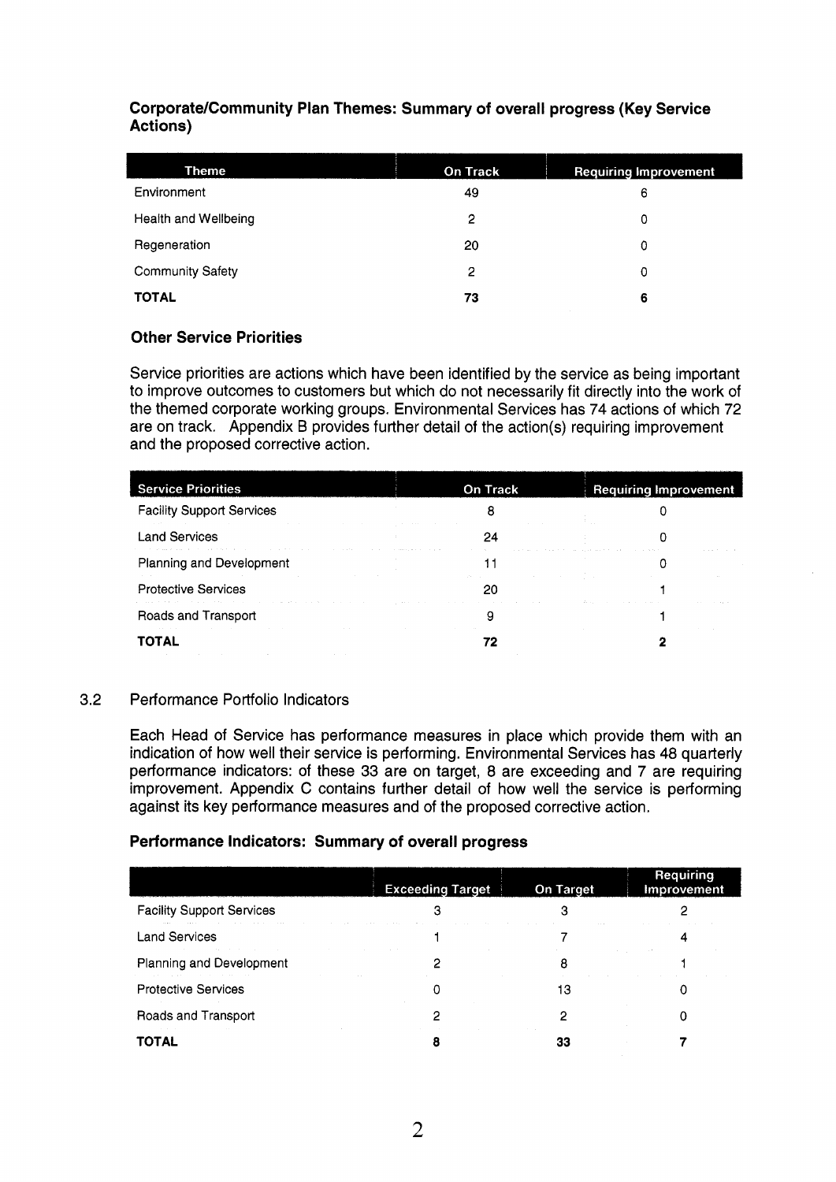### Corporate/Community Plan Themes: Summary of overall progress (Key Service Actions)

| Theme | On Track | Requiring Improvement |
|---|---|---|
| Environment | 49 | 6 |
| Health and Wellbeing | 2 | 0 |
| Regeneration | 20 | 0 |
| Community Safety | 2 | 0 |
| **TOTAL** | **73** | **6** |

### Other Service Priorities

Service priorities are actions which have been identified by the service as being important to improve outcomes to customers but which do not necessarily fit directly into the work of the themed corporate working groups. Environmental Services has 74 actions of which 72 are on track. Appendix B provides further detail of the action(s) requiring improvement and the proposed corrective action.

| Service Priorities | On Track | Requiring Improvement |
|---|---|---|
| Facility Support Services | 8 | 0 |
| Land Services | 24 | 0 |
| Planning and Development | 11 | 0 |
| Protective Services | 20 | 1 |
| Roads and Transport | 9 | 1 |
| **TOTAL** | **72** | **2** |

3.2 Performance Portfolio Indicators

Each Head of Service has performance measures in place which provide them with an indication of how well their service is performing. Environmental Services has 48 quarterly performance indicators: of these 33 are on target, 8 are exceeding and 7 are requiring improvement. Appendix C contains further detail of how well the service is performing against its key performance measures and of the proposed corrective action.

### Performance Indicators: Summary of overall progress

| | Exceeding Target | On Target | Requiring Improvement |
|---|---|---|---|
| Facility Support Services | 3 | 3 | 2 |
| Land Services | 1 | 7 | 4 |
| Planning and Development | 2 | 8 | 1 |
| Protective Services | 0 | 13 | 0 |
| Roads and Transport | 2 | 2 | 0 |
| **TOTAL** | **8** | **33** | **7** |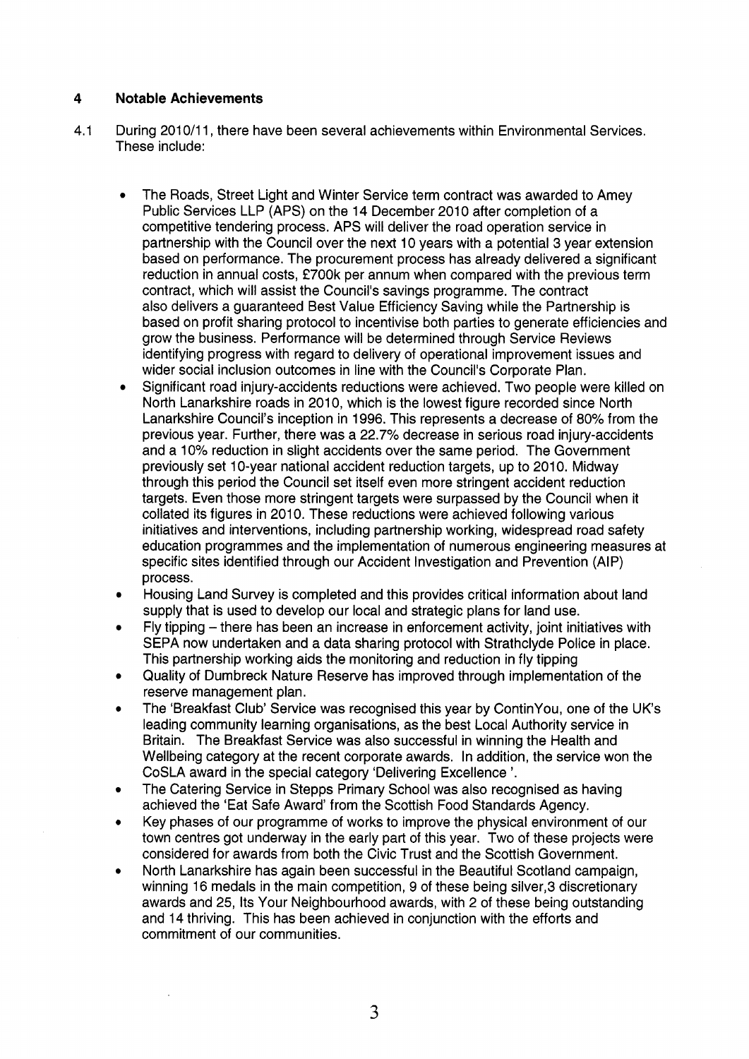## 4 Notable Achievements

4.1 During 2010/11, there have been several achievements within Environmental Services. These include:

- The Roads, Street Light and Winter Service term contract was awarded to Amey Public Services LLP (APS) on the 14 December 2010 after completion of a competitive tendering process. APS will deliver the road operation service in partnership with the Council over the next 10 years with a potential 3 year extension based on performance. The procurement process has already delivered a significant reduction in annual costs, £700k per annum when compared with the previous term contract, which will assist the Council's savings programme. The contract also delivers a guaranteed Best Value Efficiency Saving while the Partnership is based on profit sharing protocol to incentivise both parties to generate efficiencies and grow the business. Performance will be determined through Service Reviews identifying progress with regard to delivery of operational improvement issues and wider social inclusion outcomes in line with the Council's Corporate Plan.
- Significant road injury-accidents reductions were achieved. Two people were killed on North Lanarkshire roads in 2010, which is the lowest figure recorded since North Lanarkshire Council's inception in 1996. This represents a decrease of 80% from the previous year. Further, there was a 22.7% decrease in serious road injury-accidents and a 10% reduction in slight accidents over the same period. The Government previously set 10-year national accident reduction targets, up to 2010. Midway through this period the Council set itself even more stringent accident reduction targets. Even those more stringent targets were surpassed by the Council when it collated its figures in 2010. These reductions were achieved following various initiatives and interventions, including partnership working, widespread road safety education programmes and the implementation of numerous engineering measures at specific sites identified through our Accident Investigation and Prevention (AIP) process.
- Housing Land Survey is completed and this provides critical information about land supply that is used to develop our local and strategic plans for land use.
- Fly tipping – there has been an increase in enforcement activity, joint initiatives with SEPA now undertaken and a data sharing protocol with Strathclyde Police in place. This partnership working aids the monitoring and reduction in fly tipping
- Quality of Dumbreck Nature Reserve has improved through implementation of the reserve management plan.
- The 'Breakfast Club' Service was recognised this year by ContinYou, one of the UK's leading community learning organisations, as the best Local Authority service in Britain. The Breakfast Service was also successful in winning the Health and Wellbeing category at the recent corporate awards. In addition, the service won the CoSLA award in the special category 'Delivering Excellence '.
- The Catering Service in Stepps Primary School was also recognised as having achieved the 'Eat Safe Award' from the Scottish Food Standards Agency.
- Key phases of our programme of works to improve the physical environment of our town centres got underway in the early part of this year. Two of these projects were considered for awards from both the Civic Trust and the Scottish Government.
- North Lanarkshire has again been successful in the Beautiful Scotland campaign, winning 16 medals in the main competition, 9 of these being silver,3 discretionary awards and 25, Its Your Neighbourhood awards, with 2 of these being outstanding and 14 thriving. This has been achieved in conjunction with the efforts and commitment of our communities.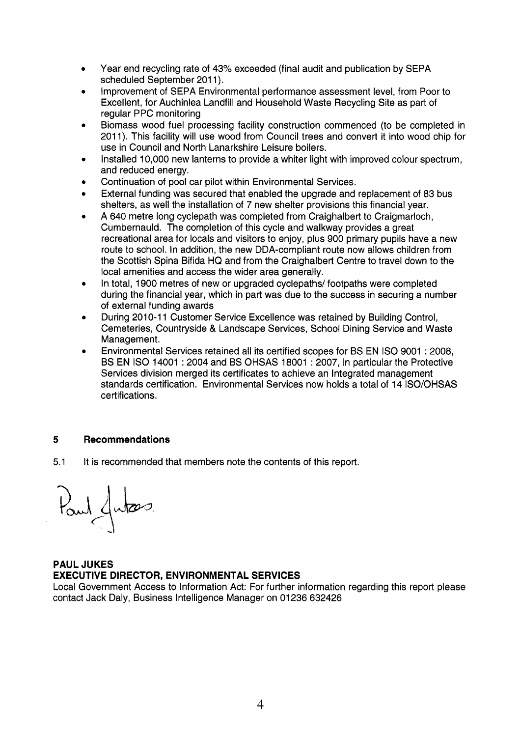- Year end recycling rate of 43% exceeded (final audit and publication by SEPA scheduled September 2011).
- Improvement of SEPA Environmental performance assessment level, from Poor to Excellent, for Auchinlea Landfill and Household Waste Recycling Site as part of regular PPC monitoring
- Biomass wood fuel processing facility construction commenced (to be completed in 2011). This facility will use wood from Council trees and convert it into wood chip for use in Council and North Lanarkshire Leisure boilers.
- Installed 10,000 new lanterns to provide a whiter light with improved colour spectrum, and reduced energy.
- Continuation of pool car pilot within Environmental Services.
- External funding was secured that enabled the upgrade and replacement of 83 bus shelters, as well the installation of 7 new shelter provisions this financial year.
- A 640 metre long cyclepath was completed from Craighalbert to Craigmarloch, Cumbernauld. The completion of this cycle and walkway provides a great recreational area for locals and visitors to enjoy, plus 900 primary pupils have a new route to school. In addition, the new DDA-compliant route now allows children from the Scottish Spina Bifida HQ and from the Craighalbert Centre to travel down to the local amenities and access the wider area generally.
- In total, 1900 metres of new or upgraded cyclepaths/ footpaths were completed during the financial year, which in part was due to the success in securing a number of external funding awards
- During 2010-11 Customer Service Excellence was retained by Building Control, Cemeteries, Countryside & Landscape Services, School Dining Service and Waste Management.
- Environmental Services retained all its certified scopes for BS EN ISO 9001 : 2008, BS EN ISO 14001 : 2004 and BS OHSAS 18001 : 2007, in particular the Protective Services division merged its certificates to achieve an Integrated management standards certification. Environmental Services now holds a total of 14 ISO/OHSAS certifications.

## 5 Recommendations

5.1 It is recommended that members note the contents of this report.

Paul Jukes

**PAUL JUKES**
**EXECUTIVE DIRECTOR, ENVIRONMENTAL SERVICES**

Local Government Access to Information Act: For further information regarding this report please contact Jack Daly, Business Intelligence Manager on 01236 632426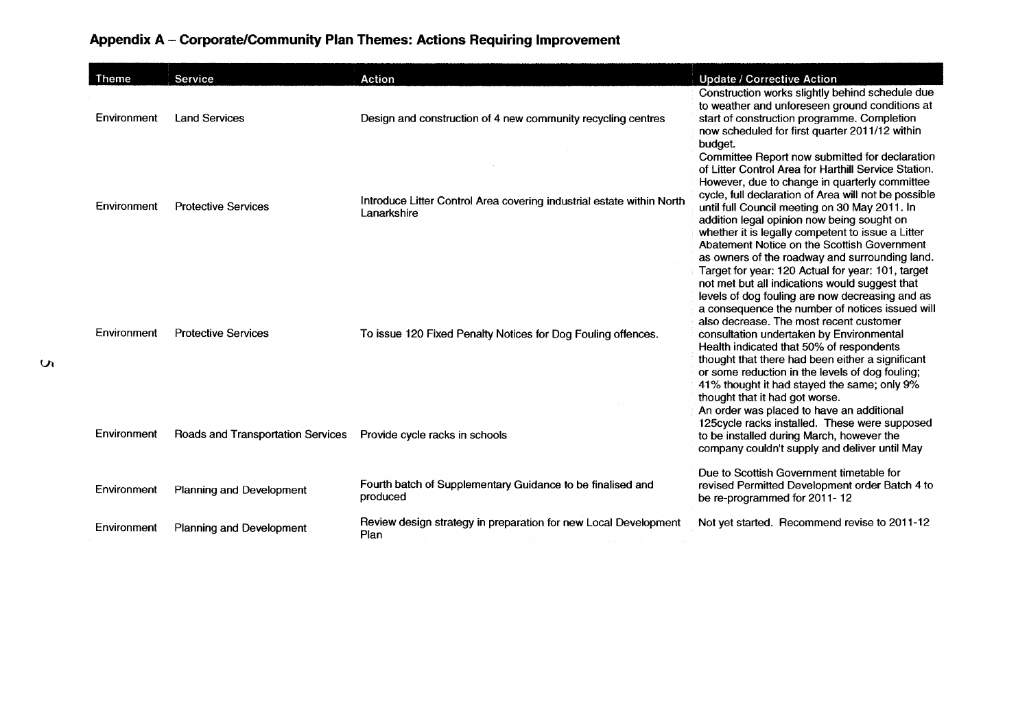## Appendix A – Corporate/Community Plan Themes: Actions Requiring Improvement

| Theme | Service | Action | Update / Corrective Action |
|---|---|---|---|
| Environment | Land Services | Design and construction of 4 new community recycling centres | Construction works slightly behind schedule due to weather and unforeseen ground conditions at start of construction programme. Completion now scheduled for first quarter 2011/12 within budget. |
| Environment | Protective Services | Introduce Litter Control Area covering industrial estate within North Lanarkshire | Committee Report now submitted for declaration of Litter Control Area for Harthill Service Station. However, due to change in quarterly committee cycle, full declaration of Area will not be possible until full Council meeting on 30 May 2011. In addition legal opinion now being sought on whether it is legally competent to issue a Litter Abatement Notice on the Scottish Government as owners of the roadway and surrounding land. |
| Environment | Protective Services | To issue 120 Fixed Penalty Notices for Dog Fouling offences. | Target for year: 120 Actual for year: 101, target not met but all indications would suggest that levels of dog fouling are now decreasing and as a consequence the number of notices issued will also decrease. The most recent customer consultation undertaken by Environmental Health indicated that 50% of respondents thought that there had been either a significant or some reduction in the levels of dog fouling; 41% thought it had stayed the same; only 9% thought that it had got worse. |
| Environment | Roads and Transportation Services | Provide cycle racks in schools | An order was placed to have an additional 125cycle racks installed. These were supposed to be installed during March, however the company couldn't supply and deliver until May |
| Environment | Planning and Development | Fourth batch of Supplementary Guidance to be finalised and produced | Due to Scottish Government timetable for revised Permitted Development order Batch 4 to be re-programmed for 2011- 12 |
| Environment | Planning and Development | Review design strategy in preparation for new Local Development Plan | Not yet started. Recommend revise to 2011-12 |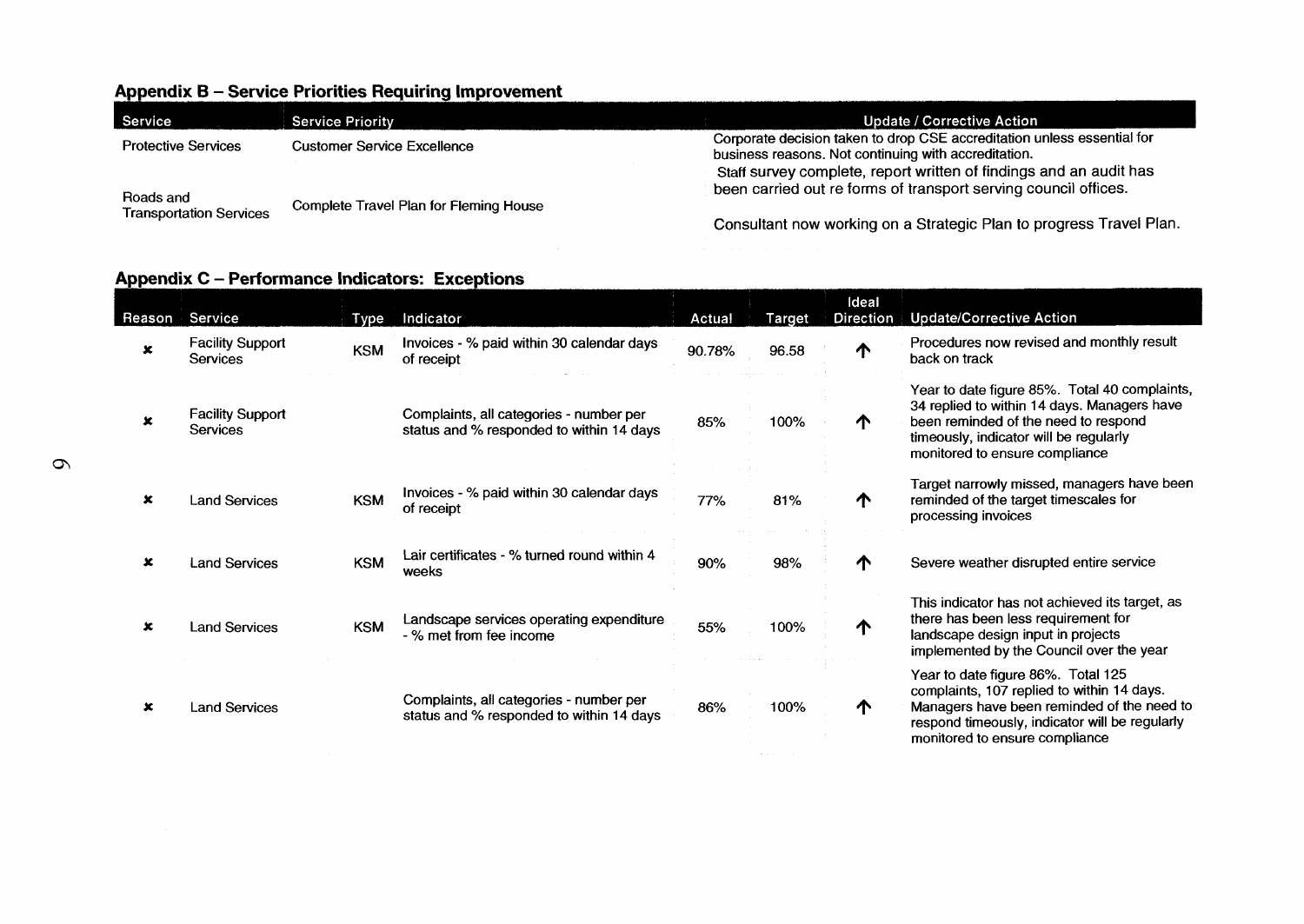## Appendix B – Service Priorities Requiring Improvement

| Service | Service Priority | Update / Corrective Action |
|---|---|---|
| Protective Services | Customer Service Excellence | Corporate decision taken to drop CSE accreditation unless essential for business reasons. Not continuing with accreditation. |
| Roads and Transportation Services | Complete Travel Plan for Fleming House | Staff survey complete, report written of findings and an audit has been carried out re forms of transport serving council offices. Consultant now working on a Strategic Plan to progress Travel Plan. |

## Appendix C – Performance Indicators: Exceptions

| Reason | Service | Type | Indicator | Actual | Target | Ideal Direction | Update/Corrective Action |
|---|---|---|---|---|---|---|---|
| ✖ | Facility Support Services | KSM | Invoices - % paid within 30 calendar days of receipt | 90.78% | 96.58 | ↑ | Procedures now revised and monthly result back on track |
| ✖ | Facility Support Services | | Complaints, all categories - number per status and % responded to within 14 days | 85% | 100% | ↑ | Year to date figure 85%. Total 40 complaints, 34 replied to within 14 days. Managers have been reminded of the need to respond timeously, indicator will be regularly monitored to ensure compliance |
| ✖ | Land Services | KSM | Invoices - % paid within 30 calendar days of receipt | 77% | 81% | ↑ | Target narrowly missed, managers have been reminded of the target timescales for processing invoices |
| ✖ | Land Services | KSM | Lair certificates - % turned round within 4 weeks | 90% | 98% | ↑ | Severe weather disrupted entire service |
| ✖ | Land Services | KSM | Landscape services operating expenditure - % met from fee income | 55% | 100% | ↑ | This indicator has not achieved its target, as there has been less requirement for landscape design input in projects implemented by the Council over the year |
| ✖ | Land Services | | Complaints, all categories - number per status and % responded to within 14 days | 86% | 100% | ↑ | Year to date figure 86%. Total 125 complaints, 107 replied to within 14 days. Managers have been reminded of the need to respond timeously, indicator will be regularly monitored to ensure compliance |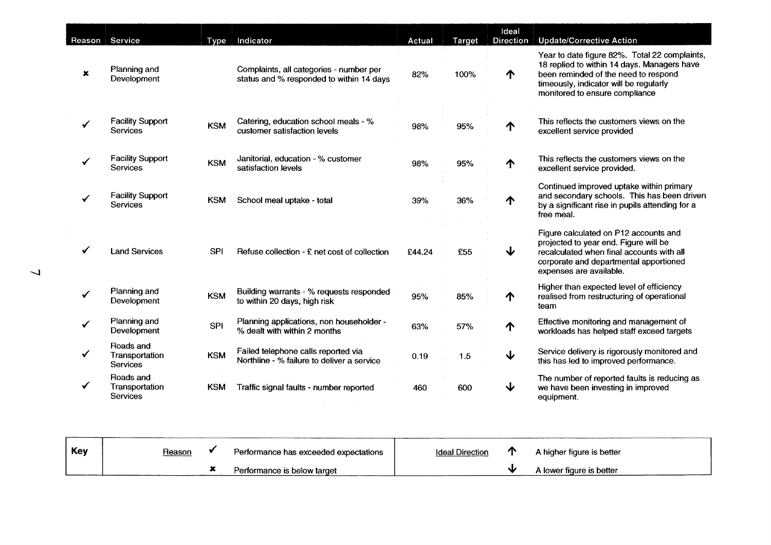| Reason | Service | Type | Indicator | Actual | Target | Ideal Direction | Update/Corrective Action |
|---|---|---|---|---|---|---|---|
| ✘ | Planning and Development | | Complaints, all categories - number per status and % responded to within 14 days | 82% | 100% | ↑ | Year to date figure 82%. Total 22 complaints, 18 replied to within 14 days. Managers have been reminded of the need to respond timeously, indicator will be regularly monitored to ensure compliance |
| ✓ | Facility Support Services | KSM | Catering, education school meals - % customer satisfaction levels | 98% | 95% | ↑ | This reflects the customers views on the excellent service provided |
| ✓ | Facility Support Services | KSM | Janitorial, education - % customer satisfaction levels | 98% | 95% | ↑ | This reflects the customers views on the excellent service provided. |
| ✓ | Facility Support Services | KSM | School meal uptake - total | 39% | 36% | ↑ | Continued improved uptake within primary and secondary schools. This has been driven by a significant rise in pupils attending for a free meal. |
| ✓ | Land Services | SPI | Refuse collection - £ net cost of collection | £44.24 | £55 | ↓ | Figure calculated on P12 accounts and projected to year end. Figure will be recalculated when final accounts with all corporate and departmental apportioned expenses are available. |
| ✓ | Planning and Development | KSM | Building warrants - % requests responded to within 20 days, high risk | 95% | 85% | ↑ | Higher than expected level of efficiency realised from restructuring of operational team |
| ✓ | Planning and Development | SPI | Planning applications, non householder - % dealt with within 2 months | 63% | 57% | ↑ | Effective monitoring and management of workloads has helped staff exceed targets |
| ✓ | Roads and Transportation Services | KSM | Failed telephone calls reported via Northline - % failure to deliver a service | 0.19 | 1.5 | ↓ | Service delivery is rigorously monitored and this has led to improved performance. |
| ✓ | Roads and Transportation Services | KSM | Traffic signal faults - number reported | 460 | 600 | ↓ | The number of reported faults is reducing as we have been investing in improved equipment. |

| Key | Reason | | | Ideal Direction | | |
|---|---|---|---|---|---|---|
| | | ✓ | Performance has exceeded expectations | | ↑ | A higher figure is better |
| | | ✘ | Performance is below target | | ↓ | A lower figure is better |